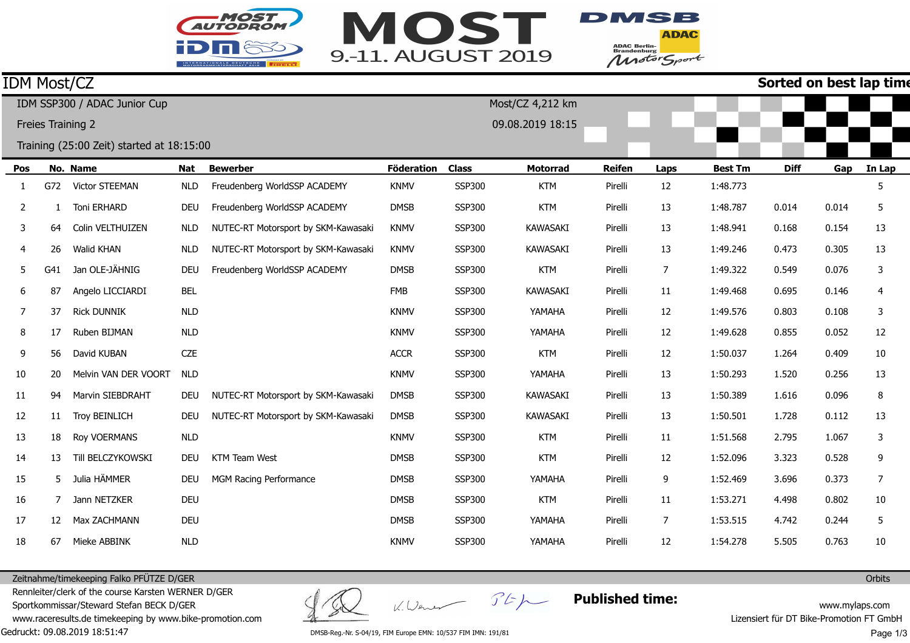# MOST 9.-11. AUGUST 2019

## IDM Most/CZ

**Sorted on best lap time**

IDM SSP300 / ADAC Junior Cup

Freies Training 2

Training (25:00 Zeit) started at 18:15:00

Most/CZ 4,212 km

09.08.2019 18:15

| Pos | No. | Name | Nat | Bewerber | Föderation | Class | Motorrad | Reifen | Laps | Best Tm | Diff | Gap | In Lap |
|---|---|---|---|---|---|---|---|---|---|---|---|---|---|
| 1 | G72 | Victor STEEMAN | NLD | Freudenberg WorldSSP ACADEMY | KNMV | SSP300 | KTM | Pirelli | 12 | 1:48.773 | | | 5 |
| 2 | 1 | Toni ERHARD | DEU | Freudenberg WorldSSP ACADEMY | DMSB | SSP300 | KTM | Pirelli | 13 | 1:48.787 | 0.014 | 0.014 | 5 |
| 3 | 64 | Colin VELTHUIZEN | NLD | NUTEC-RT Motorsport by SKM-Kawasaki | KNMV | SSP300 | KAWASAKI | Pirelli | 13 | 1:48.941 | 0.168 | 0.154 | 13 |
| 4 | 26 | Walid KHAN | NLD | NUTEC-RT Motorsport by SKM-Kawasaki | KNMV | SSP300 | KAWASAKI | Pirelli | 13 | 1:49.246 | 0.473 | 0.305 | 13 |
| 5 | G41 | Jan OLE-JÄHNIG | DEU | Freudenberg WorldSSP ACADEMY | DMSB | SSP300 | KTM | Pirelli | 7 | 1:49.322 | 0.549 | 0.076 | 3 |
| 6 | 87 | Angelo LICCIARDI | BEL | | FMB | SSP300 | KAWASAKI | Pirelli | 11 | 1:49.468 | 0.695 | 0.146 | 4 |
| 7 | 37 | Rick DUNNIK | NLD | | KNMV | SSP300 | YAMAHA | Pirelli | 12 | 1:49.576 | 0.803 | 0.108 | 3 |
| 8 | 17 | Ruben BIJMAN | NLD | | KNMV | SSP300 | YAMAHA | Pirelli | 12 | 1:49.628 | 0.855 | 0.052 | 12 |
| 9 | 56 | David KUBAN | CZE | | ACCR | SSP300 | KTM | Pirelli | 12 | 1:50.037 | 1.264 | 0.409 | 10 |
| 10 | 20 | Melvin VAN DER VOORT | NLD | | KNMV | SSP300 | YAMAHA | Pirelli | 13 | 1:50.293 | 1.520 | 0.256 | 13 |
| 11 | 94 | Marvin SIEBDRAHT | DEU | NUTEC-RT Motorsport by SKM-Kawasaki | DMSB | SSP300 | KAWASAKI | Pirelli | 13 | 1:50.389 | 1.616 | 0.096 | 8 |
| 12 | 11 | Troy BEINLICH | DEU | NUTEC-RT Motorsport by SKM-Kawasaki | DMSB | SSP300 | KAWASAKI | Pirelli | 13 | 1:50.501 | 1.728 | 0.112 | 13 |
| 13 | 18 | Roy VOERMANS | NLD | | KNMV | SSP300 | KTM | Pirelli | 11 | 1:51.568 | 2.795 | 1.067 | 3 |
| 14 | 13 | Till BELCZYKOWSKI | DEU | KTM Team West | DMSB | SSP300 | KTM | Pirelli | 12 | 1:52.096 | 3.323 | 0.528 | 9 |
| 15 | 5 | Julia HÄMMER | DEU | MGM Racing Performance | DMSB | SSP300 | YAMAHA | Pirelli | 9 | 1:52.469 | 3.696 | 0.373 | 7 |
| 16 | 7 | Jann NETZKER | DEU | | DMSB | SSP300 | KTM | Pirelli | 11 | 1:53.271 | 4.498 | 0.802 | 10 |
| 17 | 12 | Max ZACHMANN | DEU | | DMSB | SSP300 | YAMAHA | Pirelli | 7 | 1:53.515 | 4.742 | 0.244 | 5 |
| 18 | 67 | Mieke ABBINK | NLD | | KNMV | SSP300 | YAMAHA | Pirelli | 12 | 1:54.278 | 5.505 | 0.763 | 10 |

Zeitnahme/timekeeping Falko PFÜTZE D/GER

Rennleiter/clerk of the course Karsten WERNER D/GER

Sportkommissar/Steward Stefan BECK D/GER

www.raceresults.de timekeeping by www.bike-promotion.com

Gedruckt: 09.08.2019 18:51:47

**Published time:**

Orbits

www.mylaps.com

Lizensiert für DT Bike-Promotion FT GmbH

DMSB-Reg.-Nr. S-04/19, FIM Europe EMN: 10/537 FIM IMN: 191/81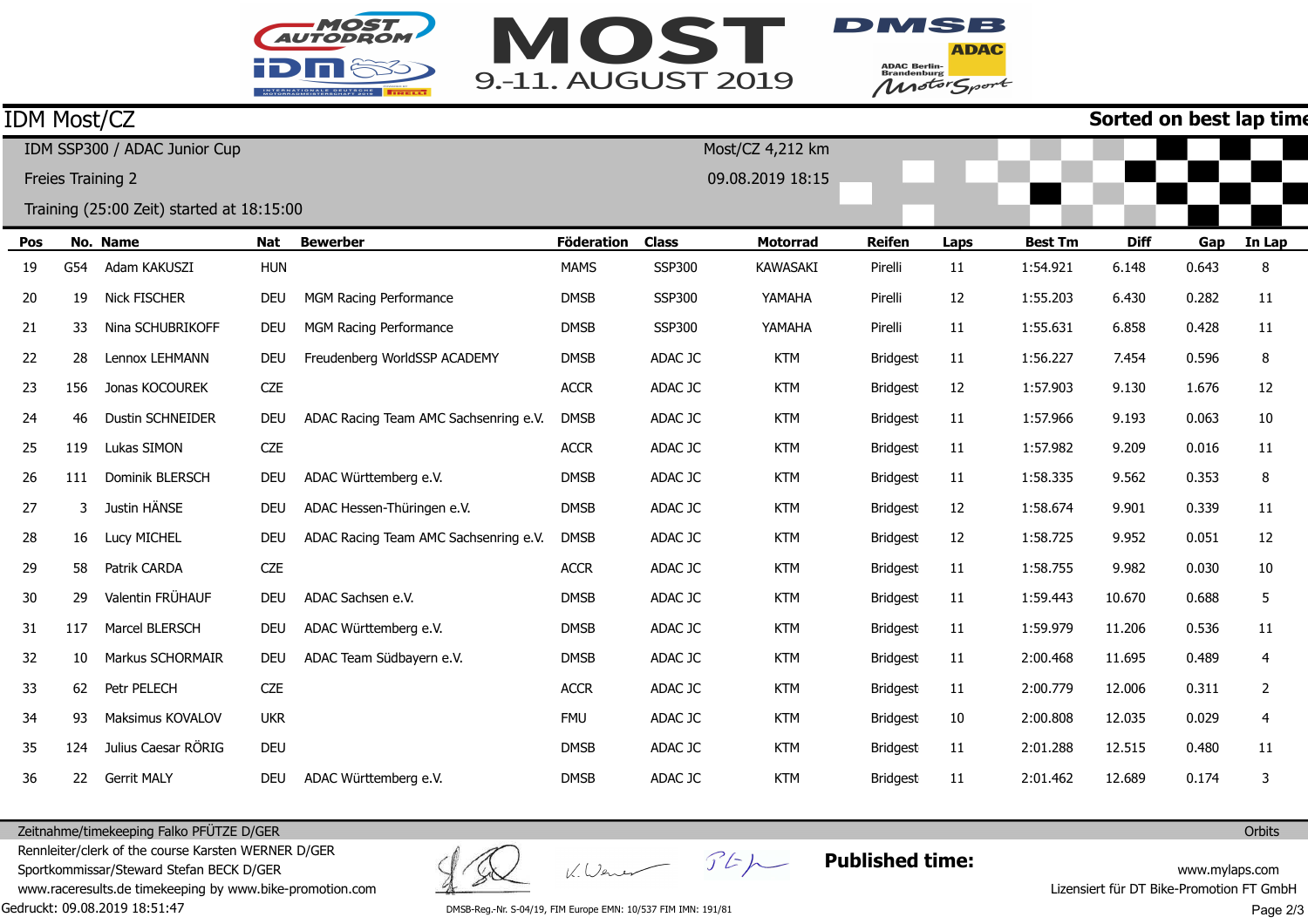MOST AUTODROM IDM

# MOST 9.-11. AUGUST 2019

DMSB ADAC ADAC Berlin-Brandenburg MotorSport

## IDM Most/CZ

**Sorted on best lap time**

IDM SSP300 / ADAC Junior Cup

Freies Training 2

Training (25:00 Zeit) started at 18:15:00

Most/CZ 4,212 km

09.08.2019 18:15

| Pos | No. | Name | Nat | Bewerber | Föderation | Class | Motorrad | Reifen | Laps | Best Tm | Diff | Gap | In Lap |
|---|---|---|---|---|---|---|---|---|---|---|---|---|---|
| 19 | G54 | Adam KAKUSZI | HUN | | MAMS | SSP300 | KAWASAKI | Pirelli | 11 | 1:54.921 | 6.148 | 0.643 | 8 |
| 20 | 19 | Nick FISCHER | DEU | MGM Racing Performance | DMSB | SSP300 | YAMAHA | Pirelli | 12 | 1:55.203 | 6.430 | 0.282 | 11 |
| 21 | 33 | Nina SCHUBRIKOFF | DEU | MGM Racing Performance | DMSB | SSP300 | YAMAHA | Pirelli | 11 | 1:55.631 | 6.858 | 0.428 | 11 |
| 22 | 28 | Lennox LEHMANN | DEU | Freudenberg WorldSSP ACADEMY | DMSB | ADAC JC | KTM | Bridgest | 11 | 1:56.227 | 7.454 | 0.596 | 8 |
| 23 | 156 | Jonas KOCOUREK | CZE | | ACCR | ADAC JC | KTM | Bridgest | 12 | 1:57.903 | 9.130 | 1.676 | 12 |
| 24 | 46 | Dustin SCHNEIDER | DEU | ADAC Racing Team AMC Sachsenring e.V. | DMSB | ADAC JC | KTM | Bridgest | 11 | 1:57.966 | 9.193 | 0.063 | 10 |
| 25 | 119 | Lukas SIMON | CZE | | ACCR | ADAC JC | KTM | Bridgest | 11 | 1:57.982 | 9.209 | 0.016 | 11 |
| 26 | 111 | Dominik BLERSCH | DEU | ADAC Württemberg e.V. | DMSB | ADAC JC | KTM | Bridgest | 11 | 1:58.335 | 9.562 | 0.353 | 8 |
| 27 | 3 | Justin HÄNSE | DEU | ADAC Hessen-Thüringen e.V. | DMSB | ADAC JC | KTM | Bridgest | 12 | 1:58.674 | 9.901 | 0.339 | 11 |
| 28 | 16 | Lucy MICHEL | DEU | ADAC Racing Team AMC Sachsenring e.V. | DMSB | ADAC JC | KTM | Bridgest | 12 | 1:58.725 | 9.952 | 0.051 | 12 |
| 29 | 58 | Patrik CARDA | CZE | | ACCR | ADAC JC | KTM | Bridgest | 11 | 1:58.755 | 9.982 | 0.030 | 10 |
| 30 | 29 | Valentin FRÜHAUF | DEU | ADAC Sachsen e.V. | DMSB | ADAC JC | KTM | Bridgest | 11 | 1:59.443 | 10.670 | 0.688 | 5 |
| 31 | 117 | Marcel BLERSCH | DEU | ADAC Württemberg e.V. | DMSB | ADAC JC | KTM | Bridgest | 11 | 1:59.979 | 11.206 | 0.536 | 11 |
| 32 | 10 | Markus SCHORMAIR | DEU | ADAC Team Südbayern e.V. | DMSB | ADAC JC | KTM | Bridgest | 11 | 2:00.468 | 11.695 | 0.489 | 4 |
| 33 | 62 | Petr PELECH | CZE | | ACCR | ADAC JC | KTM | Bridgest | 11 | 2:00.779 | 12.006 | 0.311 | 2 |
| 34 | 93 | Maksimus KOVALOV | UKR | | FMU | ADAC JC | KTM | Bridgest | 10 | 2:00.808 | 12.035 | 0.029 | 4 |
| 35 | 124 | Julius Caesar RÖRIG | DEU | | DMSB | ADAC JC | KTM | Bridgest | 11 | 2:01.288 | 12.515 | 0.480 | 11 |
| 36 | 22 | Gerrit MALY | DEU | ADAC Württemberg e.V. | DMSB | ADAC JC | KTM | Bridgest | 11 | 2:01.462 | 12.689 | 0.174 | 3 |

Zeitnahme/timekeeping Falko PFÜTZE D/GER

Rennleiter/clerk of the course Karsten WERNER D/GER

Sportkommissar/Steward Stefan BECK D/GER

www.raceresults.de timekeeping by www.bike-promotion.com

Gedruckt: 09.08.2019 18:51:47

**Published time:**

Orbits

www.mylaps.com

Lizensiert für DT Bike-Promotion FT GmbH

DMSB-Reg.-Nr. S-04/19, FIM Europe EMN: 10/537 FIM IMN: 191/81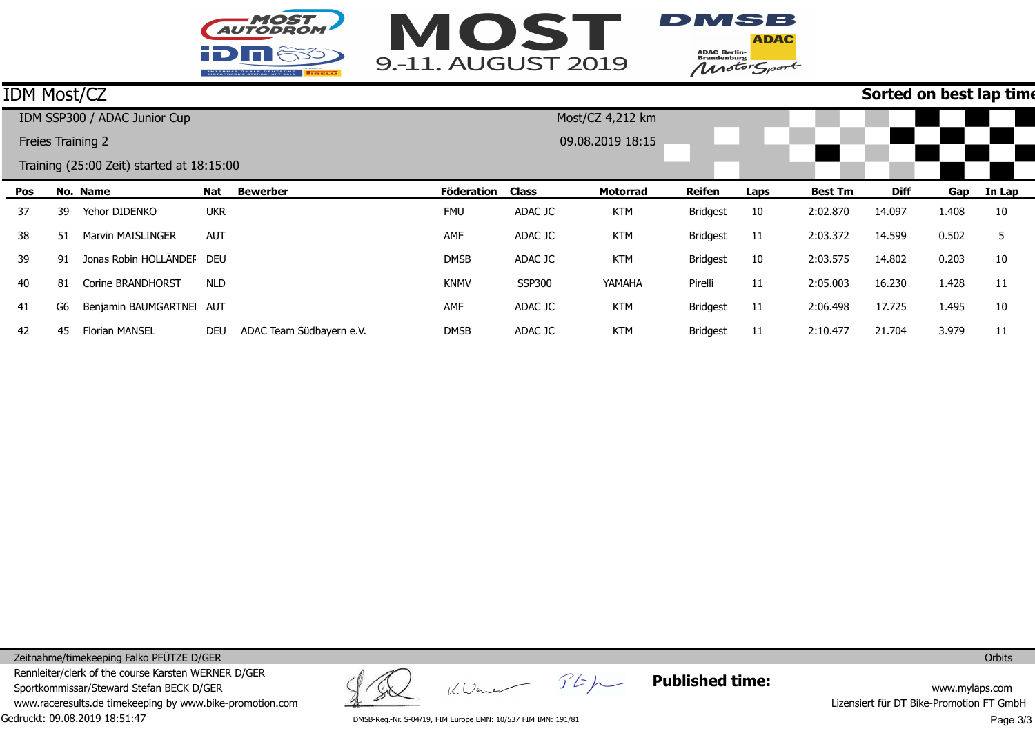MOST AUTODROM

iDM

# MOST
9.-11. AUGUST 2019

DMSB ADAC

ADAC Berlin-Brandenburg MotorSport

## IDM Most/CZ

**Sorted on best lap time**

IDM SSP300 / ADAC Junior Cup

Freies Training 2

Training (25:00 Zeit) started at 18:15:00

Most/CZ 4,212 km

09.08.2019 18:15

| Pos | No. | Name | Nat | Bewerber | Föderation | Class | Motorrad | Reifen | Laps | Best Tm | Diff | Gap | In Lap |
|---|---|---|---|---|---|---|---|---|---|---|---|---|---|
| 37 | 39 | Yehor DIDENKO | UKR | | FMU | ADAC JC | KTM | Bridgest | 10 | 2:02.870 | 14.097 | 1.408 | 10 |
| 38 | 51 | Marvin MAISLINGER | AUT | | AMF | ADAC JC | KTM | Bridgest | 11 | 2:03.372 | 14.599 | 0.502 | 5 |
| 39 | 91 | Jonas Robin HOLLÄNDEF | DEU | | DMSB | ADAC JC | KTM | Bridgest | 10 | 2:03.575 | 14.802 | 0.203 | 10 |
| 40 | 81 | Corine BRANDHORST | NLD | | KNMV | SSP300 | YAMAHA | Pirelli | 11 | 2:05.003 | 16.230 | 1.428 | 11 |
| 41 | G6 | Benjamin BAUMGARTNEI | AUT | | AMF | ADAC JC | KTM | Bridgest | 11 | 2:06.498 | 17.725 | 1.495 | 10 |
| 42 | 45 | Florian MANSEL | DEU | ADAC Team Südbayern e.V. | DMSB | ADAC JC | KTM | Bridgest | 11 | 2:10.477 | 21.704 | 3.979 | 11 |

Zeitnahme/timekeeping Falko PFÜTZE D/GER
Rennleiter/clerk of the course Karsten WERNER D/GER
Sportkommissar/Steward Stefan BECK D/GER
www.raceresults.de timekeeping by www.bike-promotion.com
Gedruckt: 09.08.2019 18:51:47

**Published time:**

DMSB-Reg.-Nr. S-04/19, FIM Europe EMN: 10/537 FIM IMN: 191/81

Orbits

www.mylaps.com
Lizensiert für DT Bike-Promotion FT GmbH